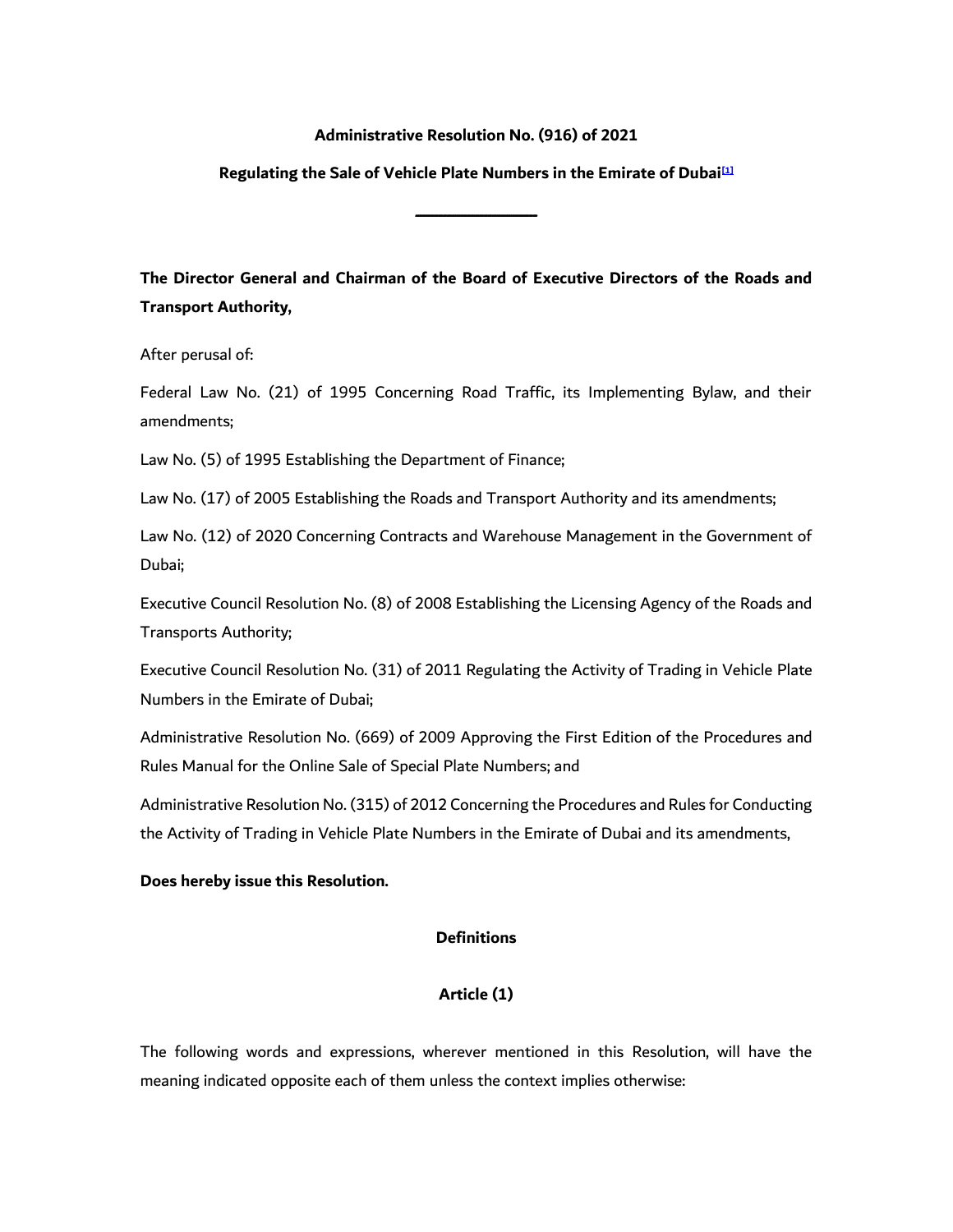# Administrative Resolution No. (916) of 2021

## Regulating the Sale of Vehicle Plate Numbers in the Emirate of Dubai[1]

______________

**The Director General and Chairman of the Board of Executive Directors of the Roads and Transport Authority,**

After perusal of:

Federal Law No. (21) of 1995 Concerning Road Traffic, its Implementing Bylaw, and their amendments;

Law No. (5) of 1995 Establishing the Department of Finance;

Law No. (17) of 2005 Establishing the Roads and Transport Authority and its amendments;

Law No. (12) of 2020 Concerning Contracts and Warehouse Management in the Government of Dubai;

Executive Council Resolution No. (8) of 2008 Establishing the Licensing Agency of the Roads and Transports Authority;

Executive Council Resolution No. (31) of 2011 Regulating the Activity of Trading in Vehicle Plate Numbers in the Emirate of Dubai;

Administrative Resolution No. (669) of 2009 Approving the First Edition of the Procedures and Rules Manual for the Online Sale of Special Plate Numbers; and

Administrative Resolution No. (315) of 2012 Concerning the Procedures and Rules for Conducting the Activity of Trading in Vehicle Plate Numbers in the Emirate of Dubai and its amendments,

**Does hereby issue this Resolution.**

### Definitions

### Article (1)

The following words and expressions, wherever mentioned in this Resolution, will have the meaning indicated opposite each of them unless the context implies otherwise: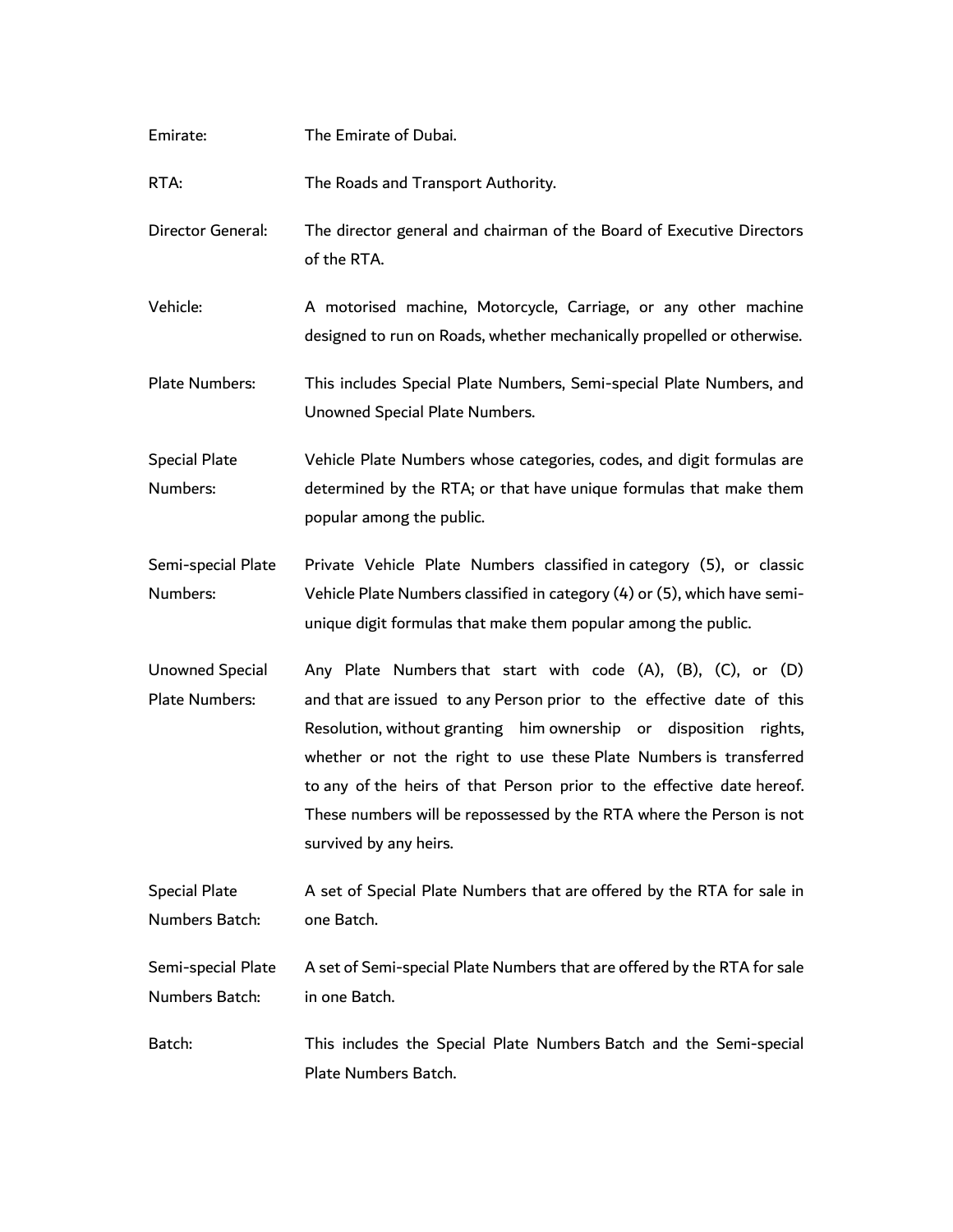| | |
|---|---|
| Emirate: | The Emirate of Dubai. |
| RTA: | The Roads and Transport Authority. |
| Director General: | The director general and chairman of the Board of Executive Directors of the RTA. |
| Vehicle: | A motorised machine, Motorcycle, Carriage, or any other machine designed to run on Roads, whether mechanically propelled or otherwise. |
| Plate Numbers: | This includes Special Plate Numbers, Semi-special Plate Numbers, and Unowned Special Plate Numbers. |
| Special Plate Numbers: | Vehicle Plate Numbers whose categories, codes, and digit formulas are determined by the RTA; or that have unique formulas that make them popular among the public. |
| Semi-special Plate Numbers: | Private Vehicle Plate Numbers classified in category (5), or classic Vehicle Plate Numbers classified in category (4) or (5), which have semi-unique digit formulas that make them popular among the public. |
| Unowned Special Plate Numbers: | Any Plate Numbers that start with code (A), (B), (C), or (D) and that are issued to any Person prior to the effective date of this Resolution, without granting him ownership or disposition rights, whether or not the right to use these Plate Numbers is transferred to any of the heirs of that Person prior to the effective date hereof. These numbers will be repossessed by the RTA where the Person is not survived by any heirs. |
| Special Plate Numbers Batch: | A set of Special Plate Numbers that are offered by the RTA for sale in one Batch. |
| Semi-special Plate Numbers Batch: | A set of Semi-special Plate Numbers that are offered by the RTA for sale in one Batch. |
| Batch: | This includes the Special Plate Numbers Batch and the Semi-special Plate Numbers Batch. |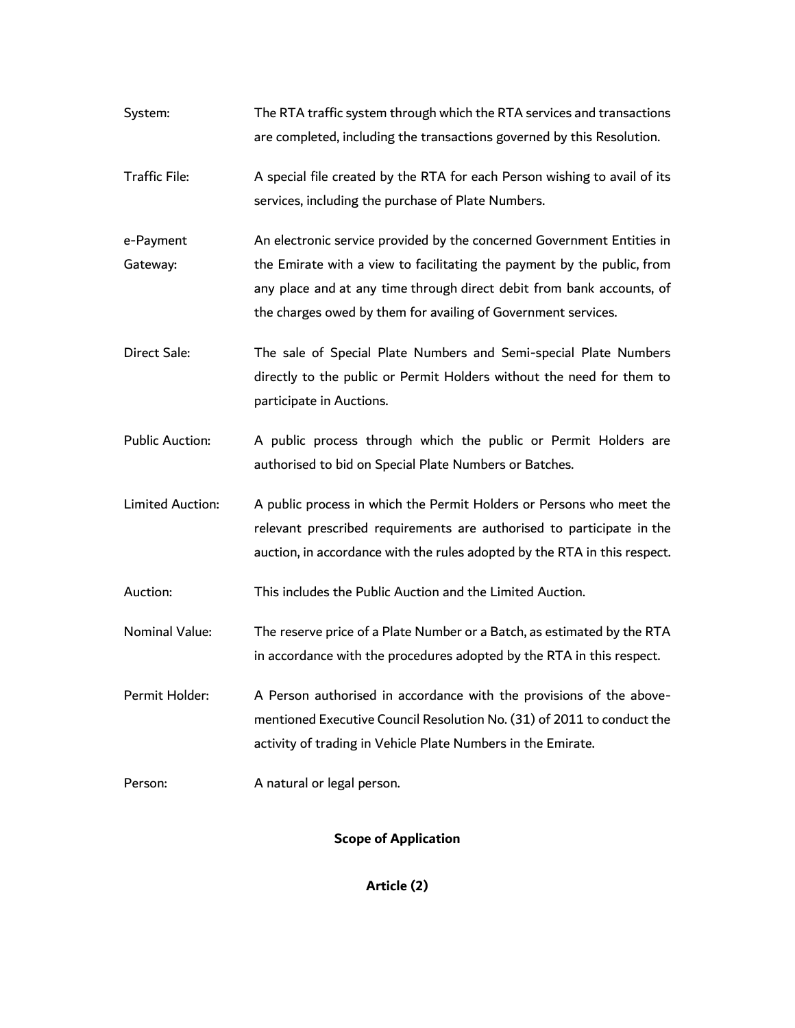System: The RTA traffic system through which the RTA services and transactions are completed, including the transactions governed by this Resolution.

Traffic File: A special file created by the RTA for each Person wishing to avail of its services, including the purchase of Plate Numbers.

e-Payment Gateway: An electronic service provided by the concerned Government Entities in the Emirate with a view to facilitating the payment by the public, from any place and at any time through direct debit from bank accounts, of the charges owed by them for availing of Government services.

Direct Sale: The sale of Special Plate Numbers and Semi-special Plate Numbers directly to the public or Permit Holders without the need for them to participate in Auctions.

Public Auction: A public process through which the public or Permit Holders are authorised to bid on Special Plate Numbers or Batches.

Limited Auction: A public process in which the Permit Holders or Persons who meet the relevant prescribed requirements are authorised to participate in the auction, in accordance with the rules adopted by the RTA in this respect.

Auction: This includes the Public Auction and the Limited Auction.

Nominal Value: The reserve price of a Plate Number or a Batch, as estimated by the RTA in accordance with the procedures adopted by the RTA in this respect.

Permit Holder: A Person authorised in accordance with the provisions of the above-mentioned Executive Council Resolution No. (31) of 2011 to conduct the activity of trading in Vehicle Plate Numbers in the Emirate.

Person: A natural or legal person.

## Scope of Application

## Article (2)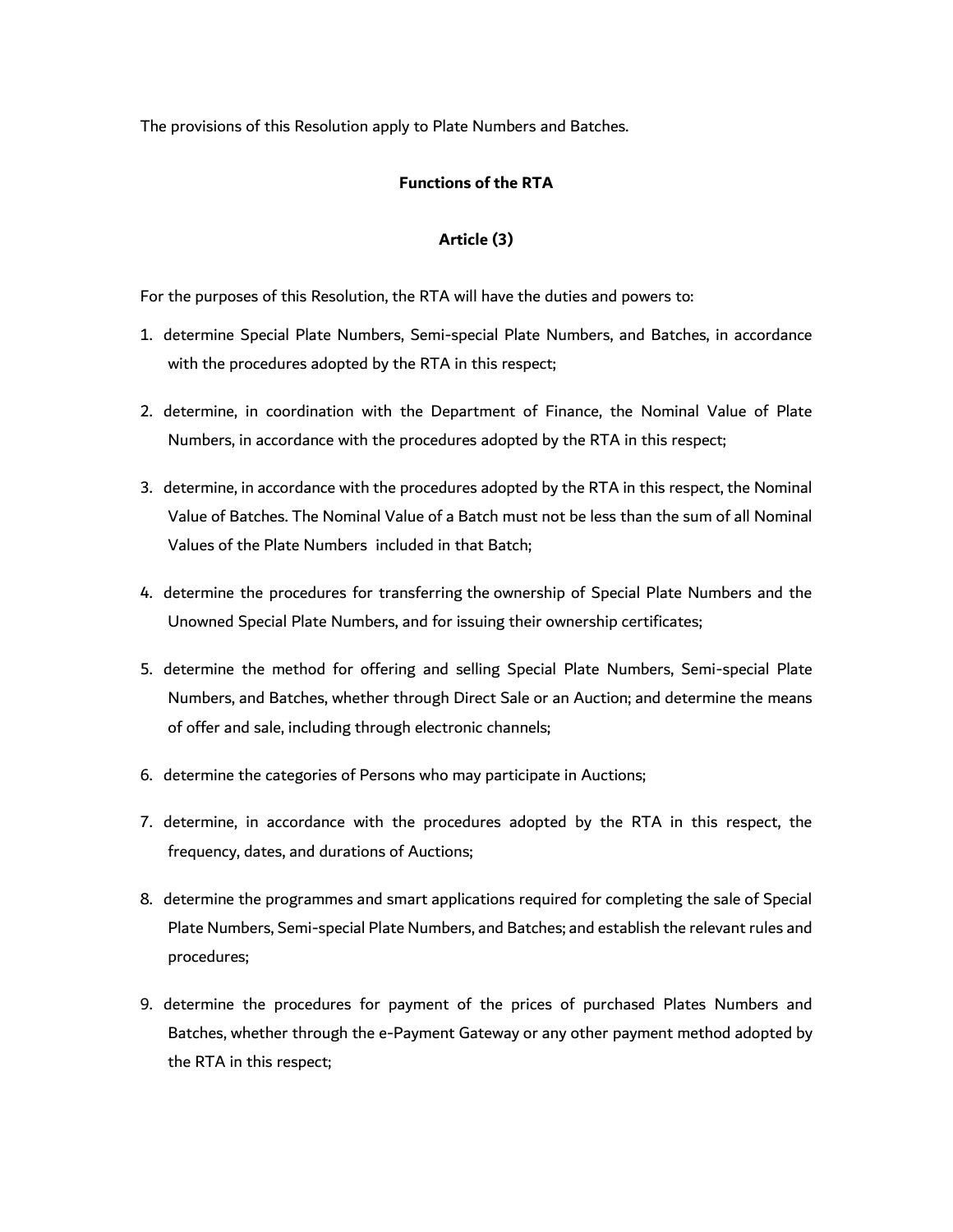The provisions of this Resolution apply to Plate Numbers and Batches.

**Functions of the RTA**

**Article (3)**

For the purposes of this Resolution, the RTA will have the duties and powers to:

1. determine Special Plate Numbers, Semi-special Plate Numbers, and Batches, in accordance with the procedures adopted by the RTA in this respect;
2. determine, in coordination with the Department of Finance, the Nominal Value of Plate Numbers, in accordance with the procedures adopted by the RTA in this respect;
3. determine, in accordance with the procedures adopted by the RTA in this respect, the Nominal Value of Batches. The Nominal Value of a Batch must not be less than the sum of all Nominal Values of the Plate Numbers included in that Batch;
4. determine the procedures for transferring the ownership of Special Plate Numbers and the Unowned Special Plate Numbers, and for issuing their ownership certificates;
5. determine the method for offering and selling Special Plate Numbers, Semi-special Plate Numbers, and Batches, whether through Direct Sale or an Auction; and determine the means of offer and sale, including through electronic channels;
6. determine the categories of Persons who may participate in Auctions;
7. determine, in accordance with the procedures adopted by the RTA in this respect, the frequency, dates, and durations of Auctions;
8. determine the programmes and smart applications required for completing the sale of Special Plate Numbers, Semi-special Plate Numbers, and Batches; and establish the relevant rules and procedures;
9. determine the procedures for payment of the prices of purchased Plates Numbers and Batches, whether through the e-Payment Gateway or any other payment method adopted by the RTA in this respect;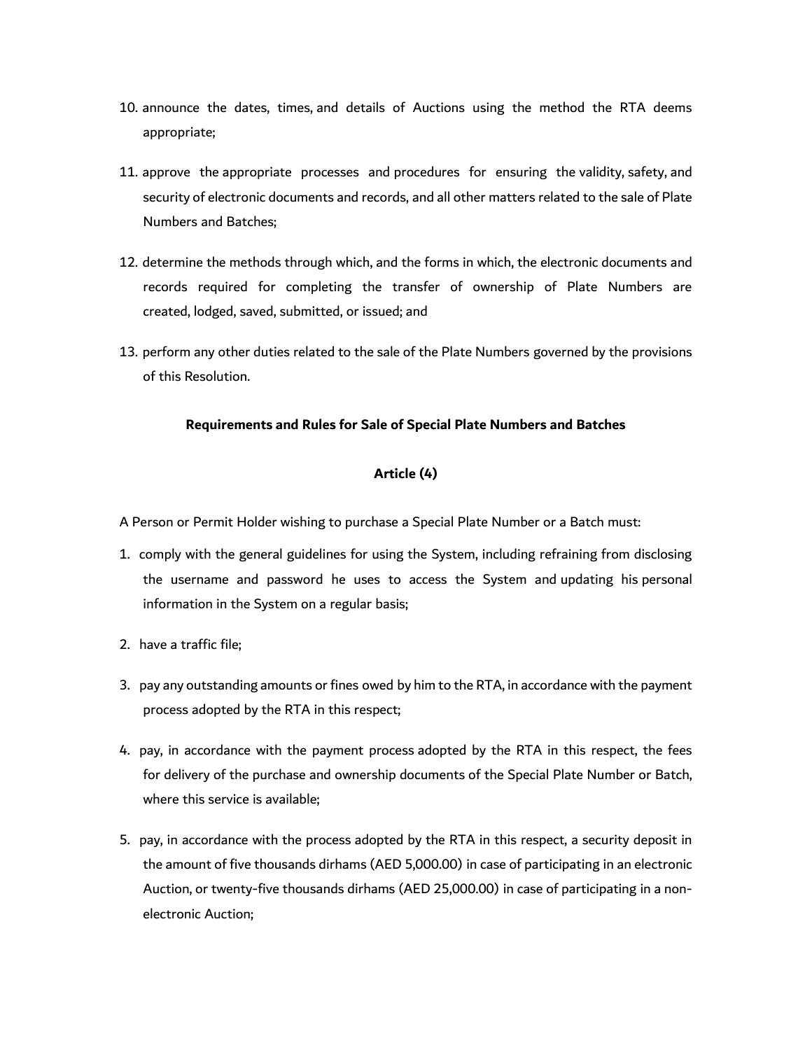10. announce the dates, times, and details of Auctions using the method the RTA deems appropriate;

11. approve the appropriate processes and procedures for ensuring the validity, safety, and security of electronic documents and records, and all other matters related to the sale of Plate Numbers and Batches;

12. determine the methods through which, and the forms in which, the electronic documents and records required for completing the transfer of ownership of Plate Numbers are created, lodged, saved, submitted, or issued; and

13. perform any other duties related to the sale of the Plate Numbers governed by the provisions of this Resolution.

**Requirements and Rules for Sale of Special Plate Numbers and Batches**

**Article (4)**

A Person or Permit Holder wishing to purchase a Special Plate Number or a Batch must:

1. comply with the general guidelines for using the System, including refraining from disclosing the username and password he uses to access the System and updating his personal information in the System on a regular basis;

2. have a traffic file;

3. pay any outstanding amounts or fines owed by him to the RTA, in accordance with the payment process adopted by the RTA in this respect;

4. pay, in accordance with the payment process adopted by the RTA in this respect, the fees for delivery of the purchase and ownership documents of the Special Plate Number or Batch, where this service is available;

5. pay, in accordance with the process adopted by the RTA in this respect, a security deposit in the amount of five thousands dirhams (AED 5,000.00) in case of participating in an electronic Auction, or twenty-five thousands dirhams (AED 25,000.00) in case of participating in a non-electronic Auction;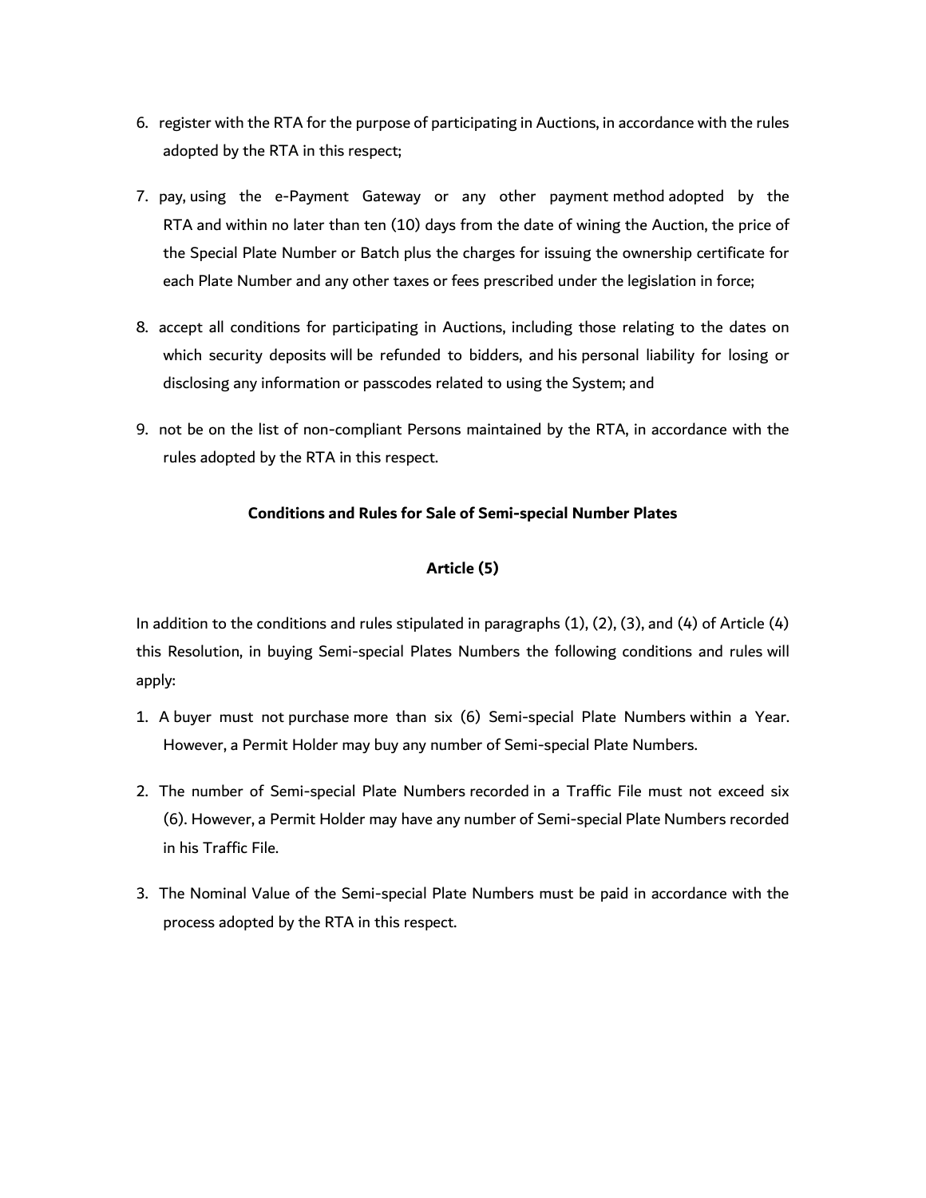6. register with the RTA for the purpose of participating in Auctions, in accordance with the rules adopted by the RTA in this respect;

7. pay, using the e-Payment Gateway or any other payment method adopted by the RTA and within no later than ten (10) days from the date of wining the Auction, the price of the Special Plate Number or Batch plus the charges for issuing the ownership certificate for each Plate Number and any other taxes or fees prescribed under the legislation in force;

8. accept all conditions for participating in Auctions, including those relating to the dates on which security deposits will be refunded to bidders, and his personal liability for losing or disclosing any information or passcodes related to using the System; and

9. not be on the list of non-compliant Persons maintained by the RTA, in accordance with the rules adopted by the RTA in this respect.

**Conditions and Rules for Sale of Semi-special Number Plates**

**Article (5)**

In addition to the conditions and rules stipulated in paragraphs (1), (2), (3), and (4) of Article (4) this Resolution, in buying Semi-special Plates Numbers the following conditions and rules will apply:

1. A buyer must not purchase more than six (6) Semi-special Plate Numbers within a Year. However, a Permit Holder may buy any number of Semi-special Plate Numbers.

2. The number of Semi-special Plate Numbers recorded in a Traffic File must not exceed six (6). However, a Permit Holder may have any number of Semi-special Plate Numbers recorded in his Traffic File.

3. The Nominal Value of the Semi-special Plate Numbers must be paid in accordance with the process adopted by the RTA in this respect.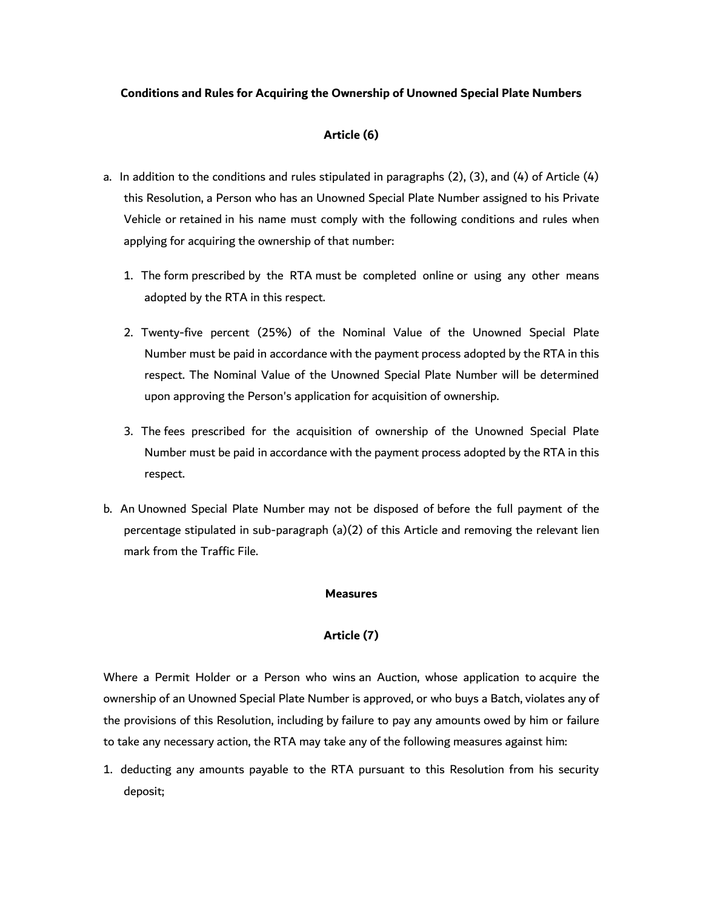**Conditions and Rules for Acquiring the Ownership of Unowned Special Plate Numbers**

**Article (6)**

a. In addition to the conditions and rules stipulated in paragraphs (2), (3), and (4) of Article (4) this Resolution, a Person who has an Unowned Special Plate Number assigned to his Private Vehicle or retained in his name must comply with the following conditions and rules when applying for acquiring the ownership of that number:

   1. The form prescribed by the RTA must be completed online or using any other means adopted by the RTA in this respect.

   2. Twenty-five percent (25%) of the Nominal Value of the Unowned Special Plate Number must be paid in accordance with the payment process adopted by the RTA in this respect. The Nominal Value of the Unowned Special Plate Number will be determined upon approving the Person's application for acquisition of ownership.

   3. The fees prescribed for the acquisition of ownership of the Unowned Special Plate Number must be paid in accordance with the payment process adopted by the RTA in this respect.

b. An Unowned Special Plate Number may not be disposed of before the full payment of the percentage stipulated in sub-paragraph (a)(2) of this Article and removing the relevant lien mark from the Traffic File.

**Measures**

**Article (7)**

Where a Permit Holder or a Person who wins an Auction, whose application to acquire the ownership of an Unowned Special Plate Number is approved, or who buys a Batch, violates any of the provisions of this Resolution, including by failure to pay any amounts owed by him or failure to take any necessary action, the RTA may take any of the following measures against him:

1. deducting any amounts payable to the RTA pursuant to this Resolution from his security deposit;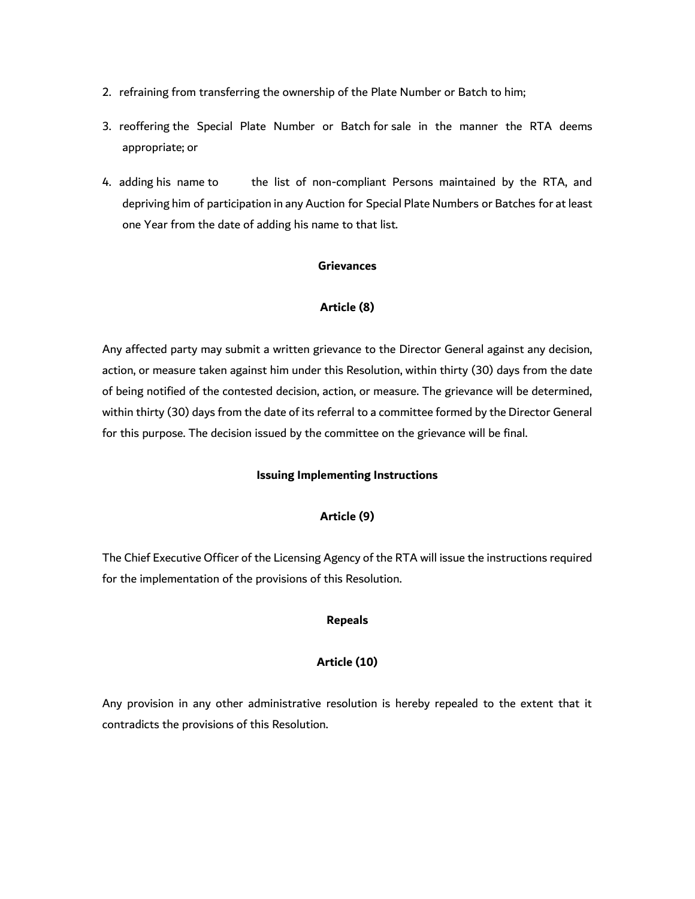2. refraining from transferring the ownership of the Plate Number or Batch to him;

3. reoffering the Special Plate Number or Batch for sale in the manner the RTA deems appropriate; or

4. adding his name to the list of non-compliant Persons maintained by the RTA, and depriving him of participation in any Auction for Special Plate Numbers or Batches for at least one Year from the date of adding his name to that list.

**Grievances**

**Article (8)**

Any affected party may submit a written grievance to the Director General against any decision, action, or measure taken against him under this Resolution, within thirty (30) days from the date of being notified of the contested decision, action, or measure. The grievance will be determined, within thirty (30) days from the date of its referral to a committee formed by the Director General for this purpose. The decision issued by the committee on the grievance will be final.

**Issuing Implementing Instructions**

**Article (9)**

The Chief Executive Officer of the Licensing Agency of the RTA will issue the instructions required for the implementation of the provisions of this Resolution.

**Repeals**

**Article (10)**

Any provision in any other administrative resolution is hereby repealed to the extent that it contradicts the provisions of this Resolution.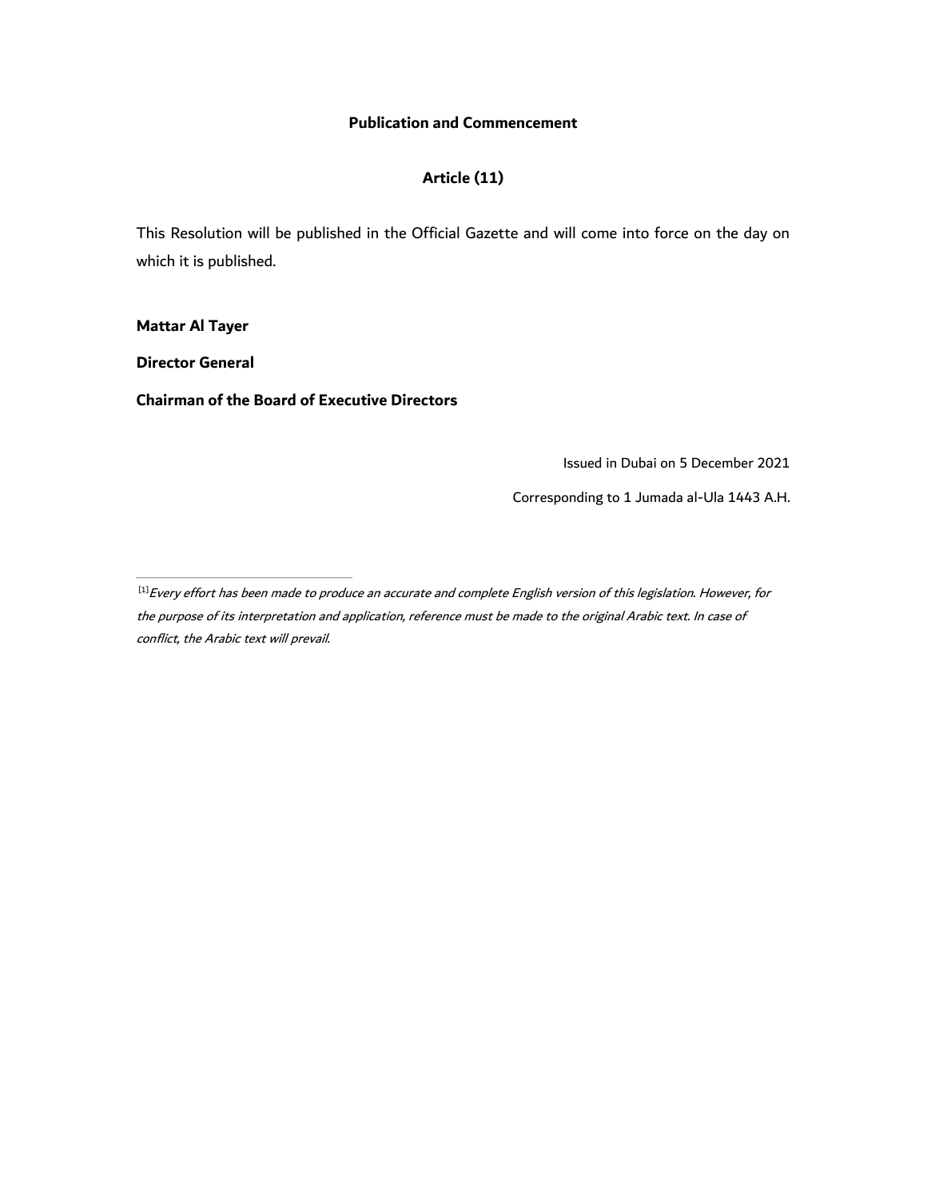**Publication and Commencement**

**Article (11)**

This Resolution will be published in the Official Gazette and will come into force on the day on which it is published.

**Mattar Al Tayer**

**Director General**

**Chairman of the Board of Executive Directors**

Issued in Dubai on 5 December 2021

Corresponding to 1 Jumada al-Ula 1443 A.H.

---

[1] *Every effort has been made to produce an accurate and complete English version of this legislation. However, for the purpose of its interpretation and application, reference must be made to the original Arabic text. In case of conflict, the Arabic text will prevail.*